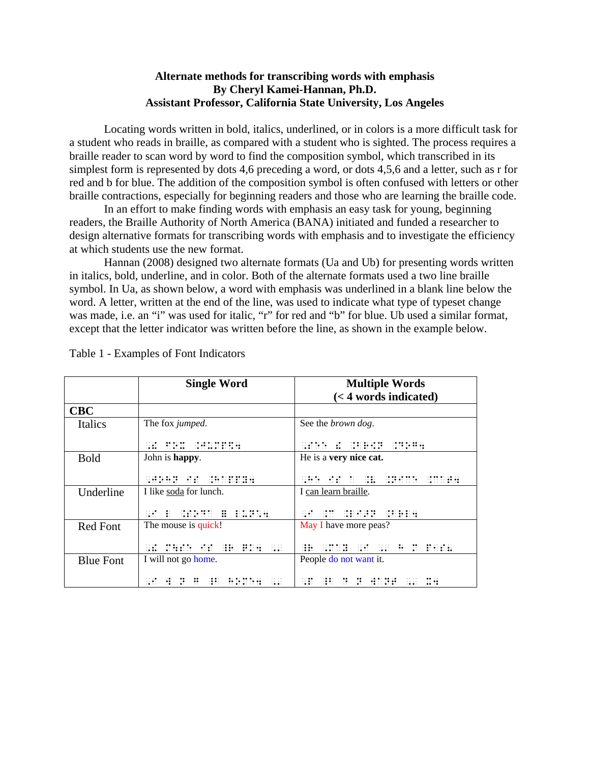**Alternate methods for transcribing words with emphasis**
**By Cheryl Kamei-Hannan, Ph.D.**
**Assistant Professor, California State University, Los Angeles**

Locating words written in bold, italics, underlined, or in colors is a more difficult task for a student who reads in braille, as compared with a student who is sighted. The process requires a braille reader to scan word by word to find the composition symbol, which transcribed in its simplest form is represented by dots 4,6 preceding a word, or dots 4,5,6 and a letter, such as r for red and b for blue. The addition of the composition symbol is often confused with letters or other braille contractions, especially for beginning readers and those who are learning the braille code.

In an effort to make finding words with emphasis an easy task for young, beginning readers, the Braille Authority of North America (BANA) initiated and funded a researcher to design alternative formats for transcribing words with emphasis and to investigate the efficiency at which students use the new format.

Hannan (2008) designed two alternate formats (Ua and Ub) for presenting words written in italics, bold, underline, and in color. Both of the alternate formats used a two line braille symbol. In Ua, as shown below, a word with emphasis was underlined in a blank line below the word. A letter, written at the end of the line, was used to indicate what type of typeset change was made, i.e. an "i" was used for italic, "r" for red and "b" for blue. Ub used a similar format, except that the letter indicator was written before the line, as shown in the example below.

Table 1 - Examples of Font Indicators

| | Single Word | Multiple Words (< 4 words indicated) |
|---|---|---|
| **CBC** | | |
| Italics | The fox *jumped*.<br><br>⠠⠮ ⠋⠕⠭ ⠨⠚⠥⠍⠏⠫⠲ | See the *brown dog*.<br><br>⠠⠎⠑⠑ ⠮ ⠨⠃⠗⠪⠝ ⠨⠙⠕⠛⠲ |
| Bold | John is **happy**.<br><br>⠠⠚⠕⠓⠝ ⠊⠎ ⠸⠓⠁⠏⠏⠽⠲ | He is a **very nice cat.**<br><br>⠠⠓⠑ ⠊⠎ ⠁ ⠸⠧ ⠸⠝⠊⠉⠑ ⠸⠉⠁⠞⠲ |
| Underline | I like soda for lunch.<br><br>⠠⠊ ⠇ ⠸⠎⠕⠙⠁ ⠿ ⠇⠥⠝⠡⠲ | I can learn braille.<br><br>⠠⠊ ⠸⠉ ⠸⠇⠑⠜⠝ ⠸⠃⠗⠇⠲ |
| Red Font | The mouse is quick!<br><br>⠠⠮ ⠍⠳⠎⠑ ⠊⠎ ⠸⠗ ⠟⠅⠖ ⠠⠄ | May I have more peas?<br><br>⠸⠗ ⠠⠍⠁⠽ ⠠⠊ ⠠⠄ ⠓ ⠍ ⠏⠑⠁⠎⠦ |
| Blue Font | I will not go home.<br><br>⠠⠊ ⠺ ⠝ ⠛ ⠸⠃ ⠓⠕⠍⠑⠲ ⠠⠄ | People do not want it.<br><br>⠠⠏ ⠸⠃ ⠙ ⠝ ⠺⠁⠝⠞ ⠠⠄ ⠭⠲ |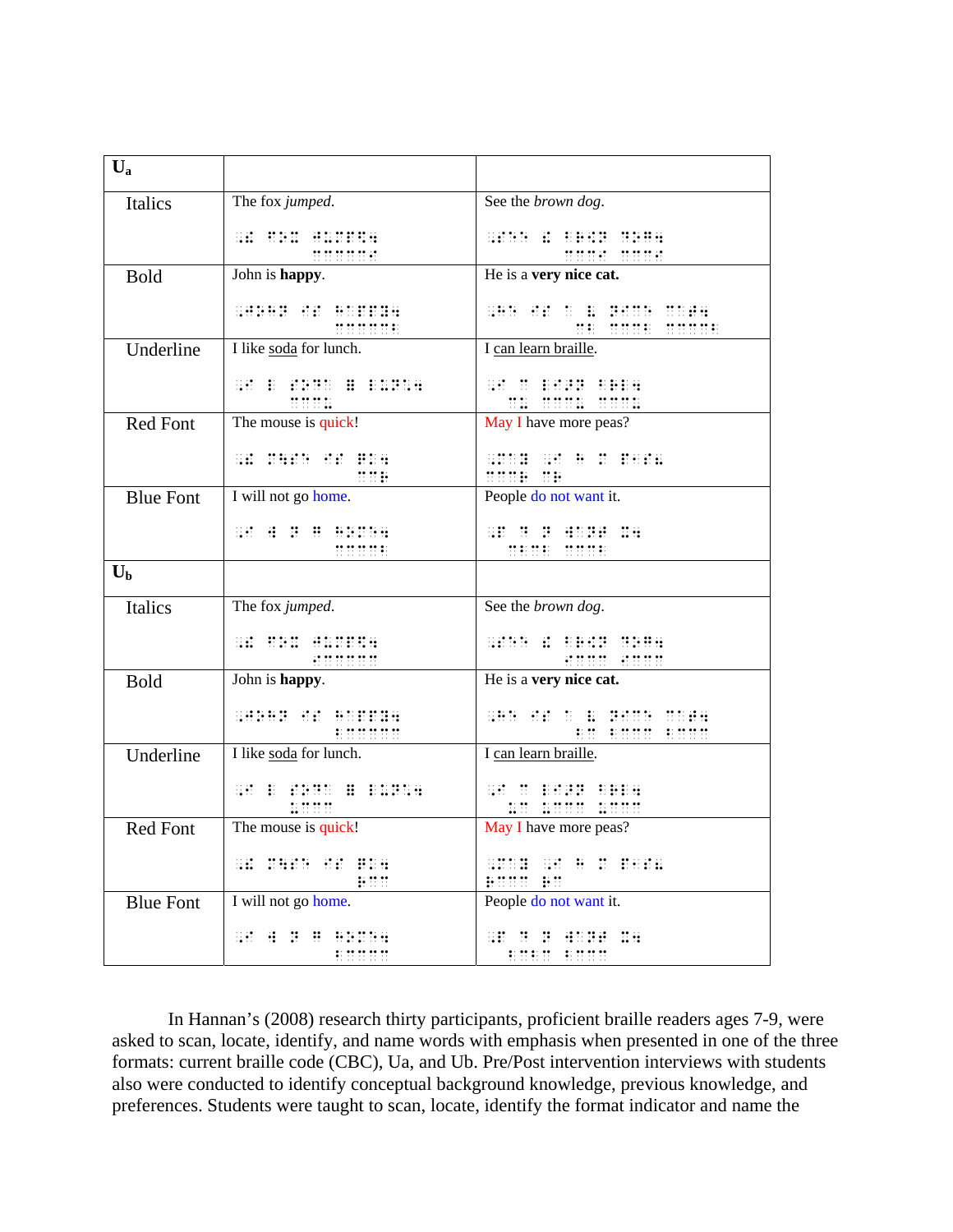| $U_a$ | | |
|---|---|---|
| Italics | The fox *jumped*. | See the *brown dog*. |
| Bold | John is **happy**. | He is a **very nice cat.** |
| Underline | I like <u>soda</u> for lunch. | I <u>can learn braille</u>. |
| Red Font | The mouse is quick! | May I have more peas? |
| Blue Font | I will not go home. | People do not want it. |
| $U_b$ | | |
| Italics | The fox *jumped*. | See the *brown dog*. |
| Bold | John is **happy**. | He is a **very nice cat.** |
| Underline | I like <u>soda</u> for lunch. | I <u>can learn braille</u>. |
| Red Font | The mouse is quick! | May I have more peas? |
| Blue Font | I will not go home. | People do not want it. |

In Hannan's (2008) research thirty participants, proficient braille readers ages 7-9, were asked to scan, locate, identify, and name words with emphasis when presented in one of the three formats: current braille code (CBC), Ua, and Ub. Pre/Post intervention interviews with students also were conducted to identify conceptual background knowledge, previous knowledge, and preferences. Students were taught to scan, locate, identify the format indicator and name the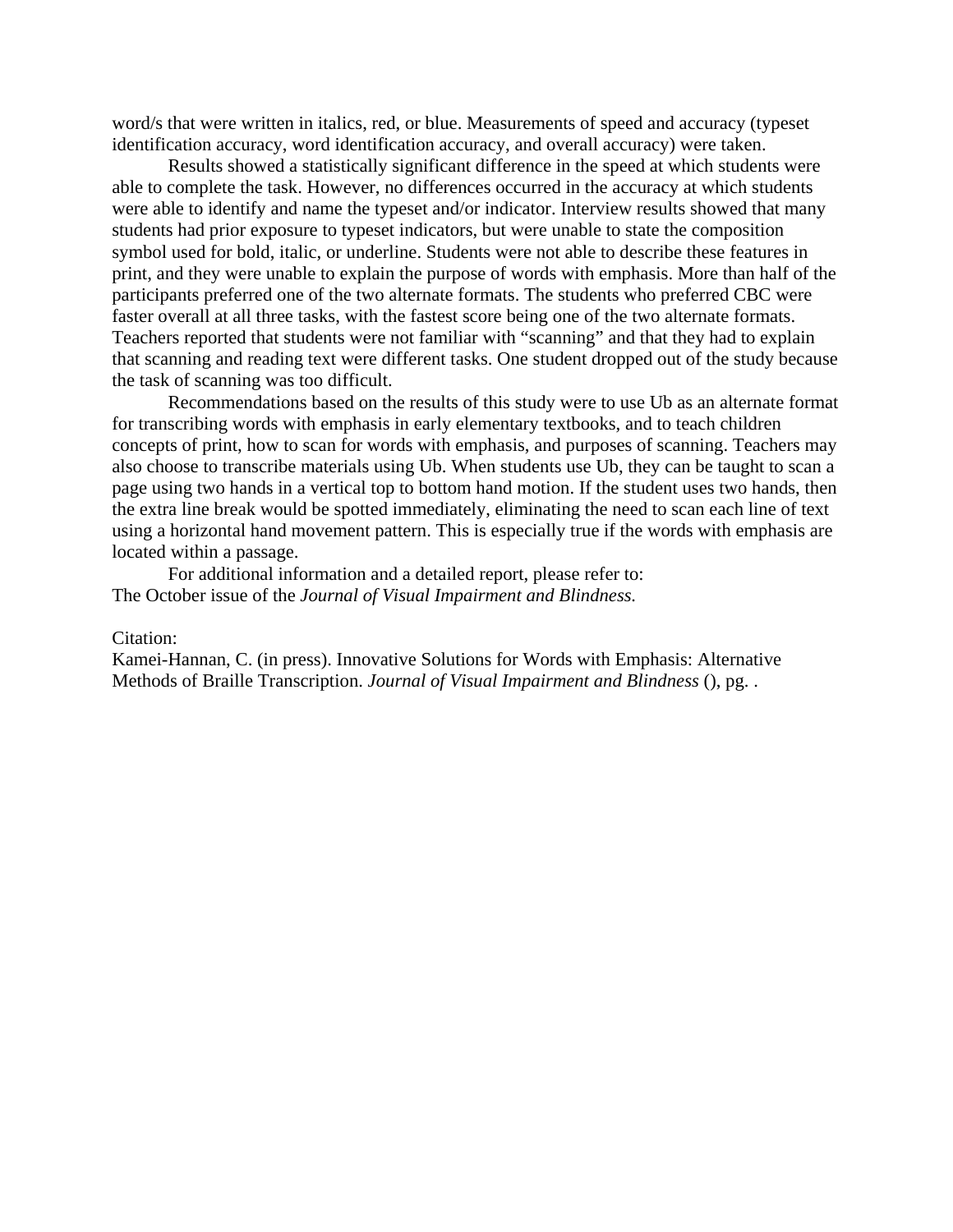word/s that were written in italics, red, or blue. Measurements of speed and accuracy (typeset identification accuracy, word identification accuracy, and overall accuracy) were taken.

Results showed a statistically significant difference in the speed at which students were able to complete the task. However, no differences occurred in the accuracy at which students were able to identify and name the typeset and/or indicator. Interview results showed that many students had prior exposure to typeset indicators, but were unable to state the composition symbol used for bold, italic, or underline. Students were not able to describe these features in print, and they were unable to explain the purpose of words with emphasis. More than half of the participants preferred one of the two alternate formats. The students who preferred CBC were faster overall at all three tasks, with the fastest score being one of the two alternate formats. Teachers reported that students were not familiar with "scanning" and that they had to explain that scanning and reading text were different tasks. One student dropped out of the study because the task of scanning was too difficult.

Recommendations based on the results of this study were to use Ub as an alternate format for transcribing words with emphasis in early elementary textbooks, and to teach children concepts of print, how to scan for words with emphasis, and purposes of scanning. Teachers may also choose to transcribe materials using Ub. When students use Ub, they can be taught to scan a page using two hands in a vertical top to bottom hand motion. If the student uses two hands, then the extra line break would be spotted immediately, eliminating the need to scan each line of text using a horizontal hand movement pattern. This is especially true if the words with emphasis are located within a passage.

For additional information and a detailed report, please refer to:
The October issue of the *Journal of Visual Impairment and Blindness.*

Citation:
Kamei-Hannan, C. (in press). Innovative Solutions for Words with Emphasis: Alternative Methods of Braille Transcription. *Journal of Visual Impairment and Blindness* (), pg. .